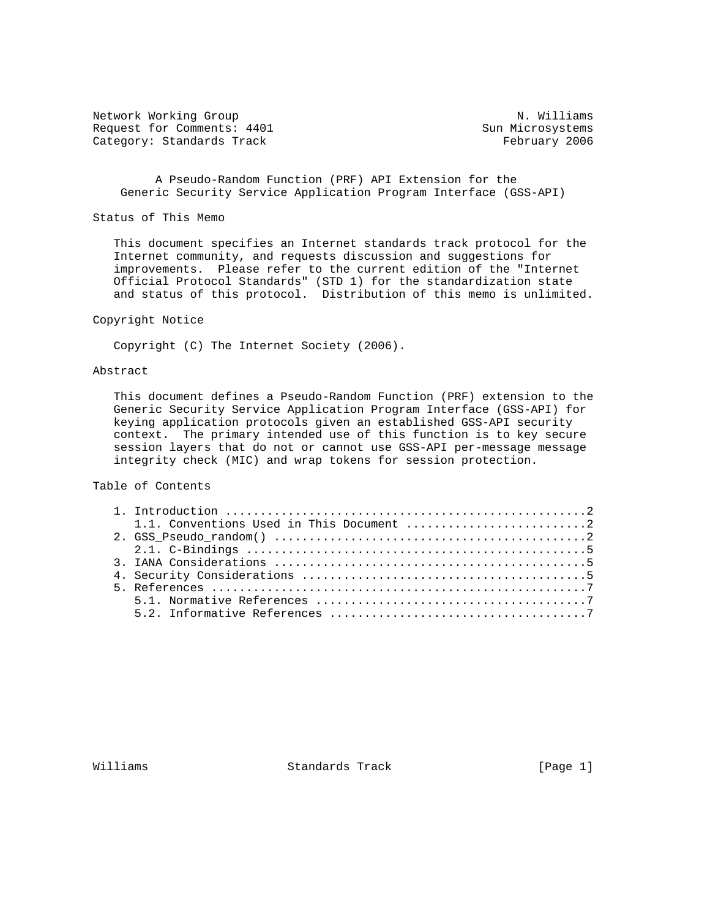Network Working Group N. Williams
Request for Comments: 4401 Sun Microsystems
Category: Standards Track February 2006

# A Pseudo-Random Function (PRF) API Extension for the Generic Security Service Application Program Interface (GSS-API)

## Status of This Memo

This document specifies an Internet standards track protocol for the Internet community, and requests discussion and suggestions for improvements. Please refer to the current edition of the "Internet Official Protocol Standards" (STD 1) for the standardization state and status of this protocol. Distribution of this memo is unlimited.

## Copyright Notice

Copyright (C) The Internet Society (2006).

## Abstract

This document defines a Pseudo-Random Function (PRF) extension to the Generic Security Service Application Program Interface (GSS-API) for keying application protocols given an established GSS-API security context. The primary intended use of this function is to key secure session layers that do not or cannot use GSS-API per-message message integrity check (MIC) and wrap tokens for session protection.

## Table of Contents

1. Introduction ....................................................2
   1.1. Conventions Used in This Document ..........................2
2. GSS_Pseudo_random() .............................................2
   2.1. C-Bindings .................................................5
3. IANA Considerations .............................................5
4. Security Considerations .........................................5
5. References ......................................................7
   5.1. Normative References .......................................7
   5.2. Informative References .....................................7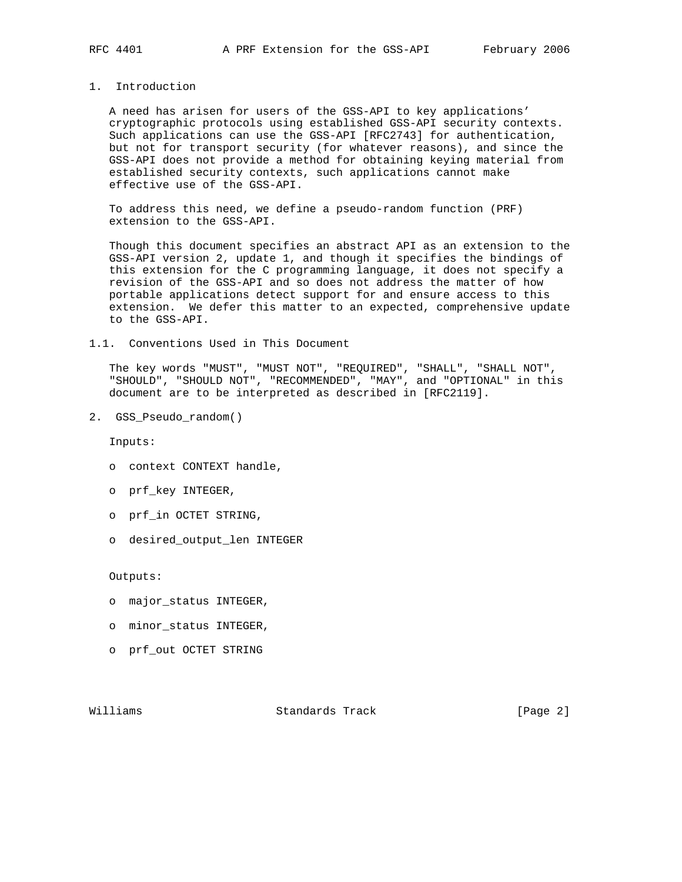# 1. Introduction

A need has arisen for users of the GSS-API to key applications' cryptographic protocols using established GSS-API security contexts. Such applications can use the GSS-API [RFC2743] for authentication, but not for transport security (for whatever reasons), and since the GSS-API does not provide a method for obtaining keying material from established security contexts, such applications cannot make effective use of the GSS-API.

To address this need, we define a pseudo-random function (PRF) extension to the GSS-API.

Though this document specifies an abstract API as an extension to the GSS-API version 2, update 1, and though it specifies the bindings of this extension for the C programming language, it does not specify a revision of the GSS-API and so does not address the matter of how portable applications detect support for and ensure access to this extension. We defer this matter to an expected, comprehensive update to the GSS-API.

## 1.1. Conventions Used in This Document

The key words "MUST", "MUST NOT", "REQUIRED", "SHALL", "SHALL NOT", "SHOULD", "SHOULD NOT", "RECOMMENDED", "MAY", and "OPTIONAL" in this document are to be interpreted as described in [RFC2119].

# 2. GSS_Pseudo_random()

Inputs:

- context CONTEXT handle,
- prf_key INTEGER,
- prf_in OCTET STRING,
- desired_output_len INTEGER

Outputs:

- major_status INTEGER,
- minor_status INTEGER,
- prf_out OCTET STRING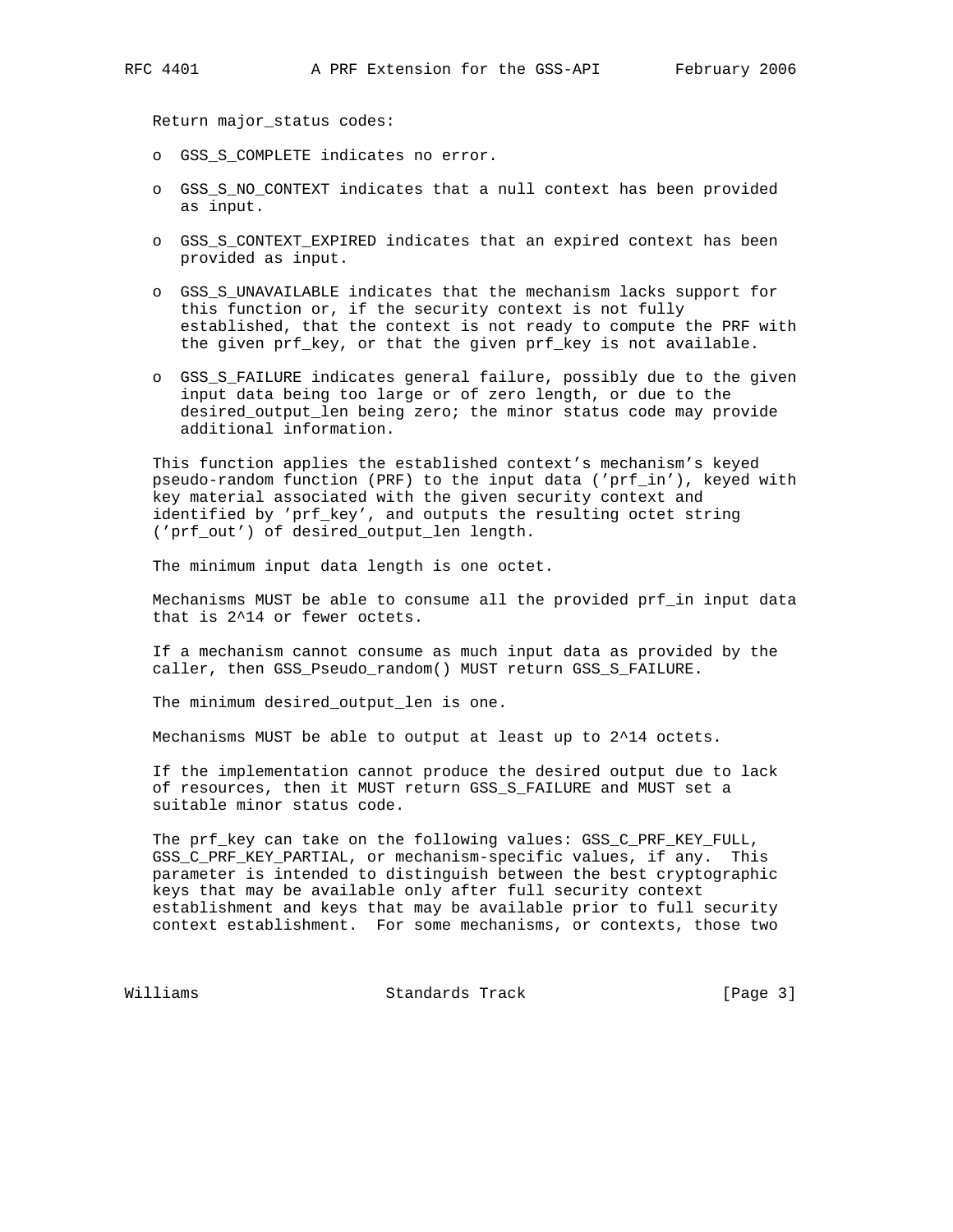Return major_status codes:

- GSS_S_COMPLETE indicates no error.
- GSS_S_NO_CONTEXT indicates that a null context has been provided as input.
- GSS_S_CONTEXT_EXPIRED indicates that an expired context has been provided as input.
- GSS_S_UNAVAILABLE indicates that the mechanism lacks support for this function or, if the security context is not fully established, that the context is not ready to compute the PRF with the given prf_key, or that the given prf_key is not available.
- GSS_S_FAILURE indicates general failure, possibly due to the given input data being too large or of zero length, or due to the desired_output_len being zero; the minor status code may provide additional information.

This function applies the established context's mechanism's keyed pseudo-random function (PRF) to the input data ('prf_in'), keyed with key material associated with the given security context and identified by 'prf_key', and outputs the resulting octet string ('prf_out') of desired_output_len length.

The minimum input data length is one octet.

Mechanisms MUST be able to consume all the provided prf_in input data that is $2^{14}$ or fewer octets.

If a mechanism cannot consume as much input data as provided by the caller, then GSS_Pseudo_random() MUST return GSS_S_FAILURE.

The minimum desired_output_len is one.

Mechanisms MUST be able to output at least up to $2^{14}$ octets.

If the implementation cannot produce the desired output due to lack of resources, then it MUST return GSS_S_FAILURE and MUST set a suitable minor status code.

The prf_key can take on the following values: GSS_C_PRF_KEY_FULL, GSS_C_PRF_KEY_PARTIAL, or mechanism-specific values, if any. This parameter is intended to distinguish between the best cryptographic keys that may be available only after full security context establishment and keys that may be available prior to full security context establishment. For some mechanisms, or contexts, those two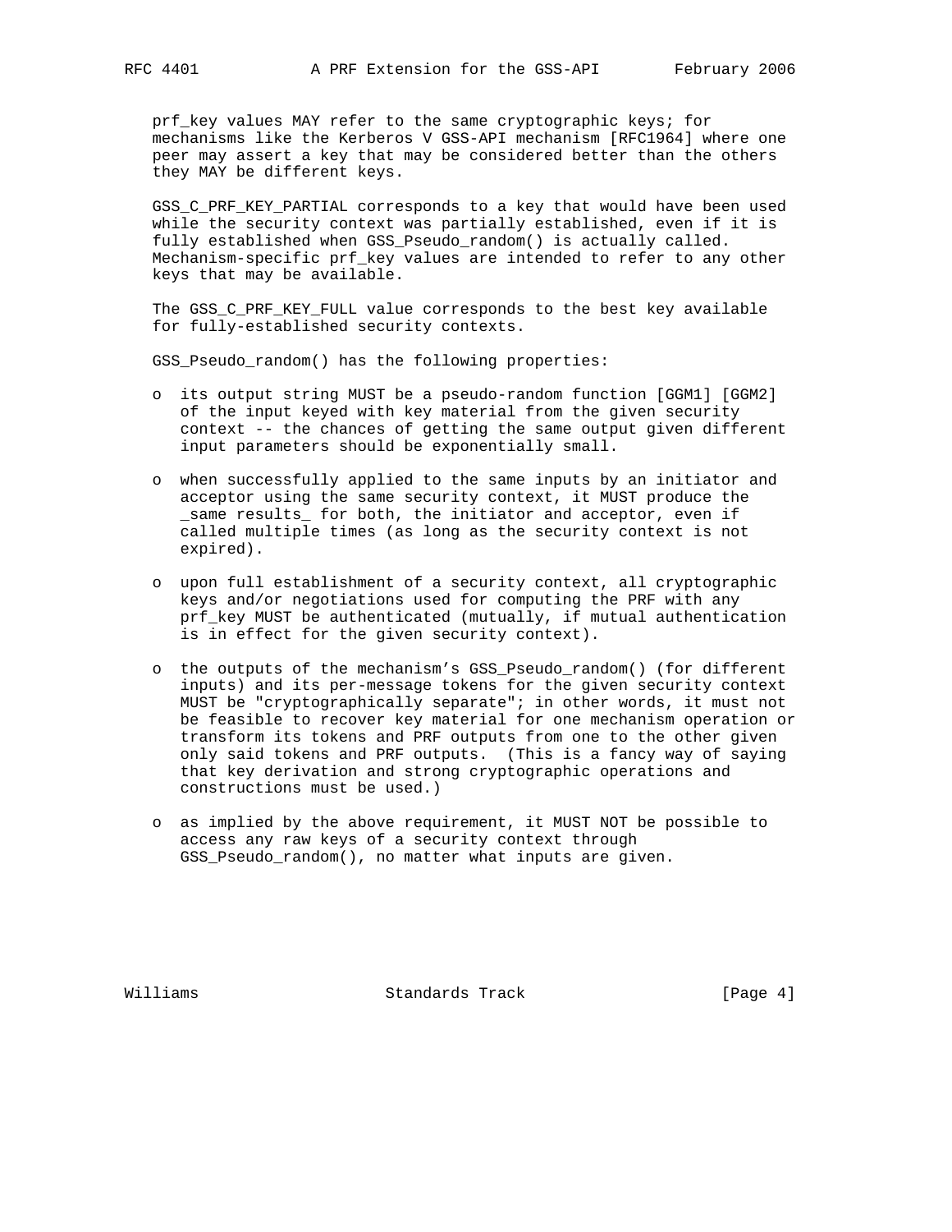prf_key values MAY refer to the same cryptographic keys; for mechanisms like the Kerberos V GSS-API mechanism [RFC1964] where one peer may assert a key that may be considered better than the others they MAY be different keys.

GSS_C_PRF_KEY_PARTIAL corresponds to a key that would have been used while the security context was partially established, even if it is fully established when GSS_Pseudo_random() is actually called. Mechanism-specific prf_key values are intended to refer to any other keys that may be available.

The GSS_C_PRF_KEY_FULL value corresponds to the best key available for fully-established security contexts.

GSS_Pseudo_random() has the following properties:

- its output string MUST be a pseudo-random function [GGM1] [GGM2] of the input keyed with key material from the given security context -- the chances of getting the same output given different input parameters should be exponentially small.
- when successfully applied to the same inputs by an initiator and acceptor using the same security context, it MUST produce the _same results_ for both, the initiator and acceptor, even if called multiple times (as long as the security context is not expired).
- upon full establishment of a security context, all cryptographic keys and/or negotiations used for computing the PRF with any prf_key MUST be authenticated (mutually, if mutual authentication is in effect for the given security context).
- the outputs of the mechanism's GSS_Pseudo_random() (for different inputs) and its per-message tokens for the given security context MUST be "cryptographically separate"; in other words, it must not be feasible to recover key material for one mechanism operation or transform its tokens and PRF outputs from one to the other given only said tokens and PRF outputs. (This is a fancy way of saying that key derivation and strong cryptographic operations and constructions must be used.)
- as implied by the above requirement, it MUST NOT be possible to access any raw keys of a security context through GSS_Pseudo_random(), no matter what inputs are given.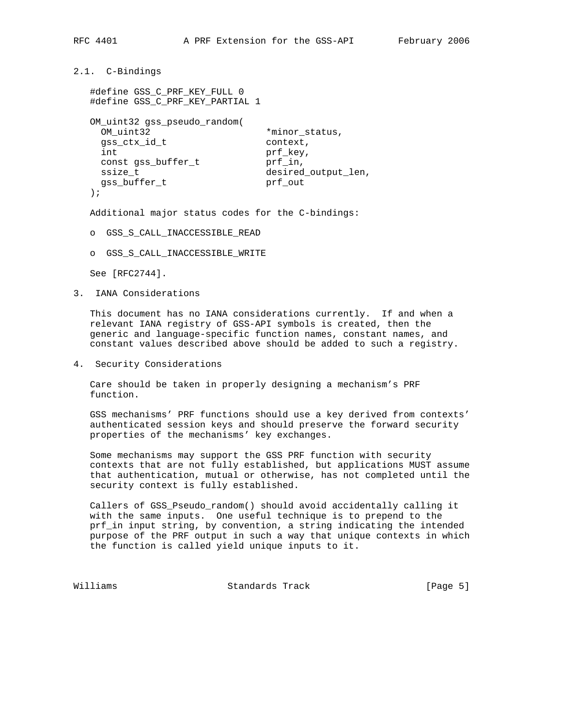### 2.1. C-Bindings

```
#define GSS_C_PRF_KEY_FULL 0
#define GSS_C_PRF_KEY_PARTIAL 1

OM_uint32 gss_pseudo_random(
  OM_uint32                    *minor_status,
  gss_ctx_id_t                 context,
  int                          prf_key,
  const gss_buffer_t           prf_in,
  ssize_t                      desired_output_len,
  gss_buffer_t                 prf_out
);
```

Additional major status codes for the C-bindings:

- GSS_S_CALL_INACCESSIBLE_READ
- GSS_S_CALL_INACCESSIBLE_WRITE

See [RFC2744].

## 3. IANA Considerations

This document has no IANA considerations currently. If and when a relevant IANA registry of GSS-API symbols is created, then the generic and language-specific function names, constant names, and constant values described above should be added to such a registry.

## 4. Security Considerations

Care should be taken in properly designing a mechanism's PRF function.

GSS mechanisms' PRF functions should use a key derived from contexts' authenticated session keys and should preserve the forward security properties of the mechanisms' key exchanges.

Some mechanisms may support the GSS PRF function with security contexts that are not fully established, but applications MUST assume that authentication, mutual or otherwise, has not completed until the security context is fully established.

Callers of GSS_Pseudo_random() should avoid accidentally calling it with the same inputs. One useful technique is to prepend to the prf_in input string, by convention, a string indicating the intended purpose of the PRF output in such a way that unique contexts in which the function is called yield unique inputs to it.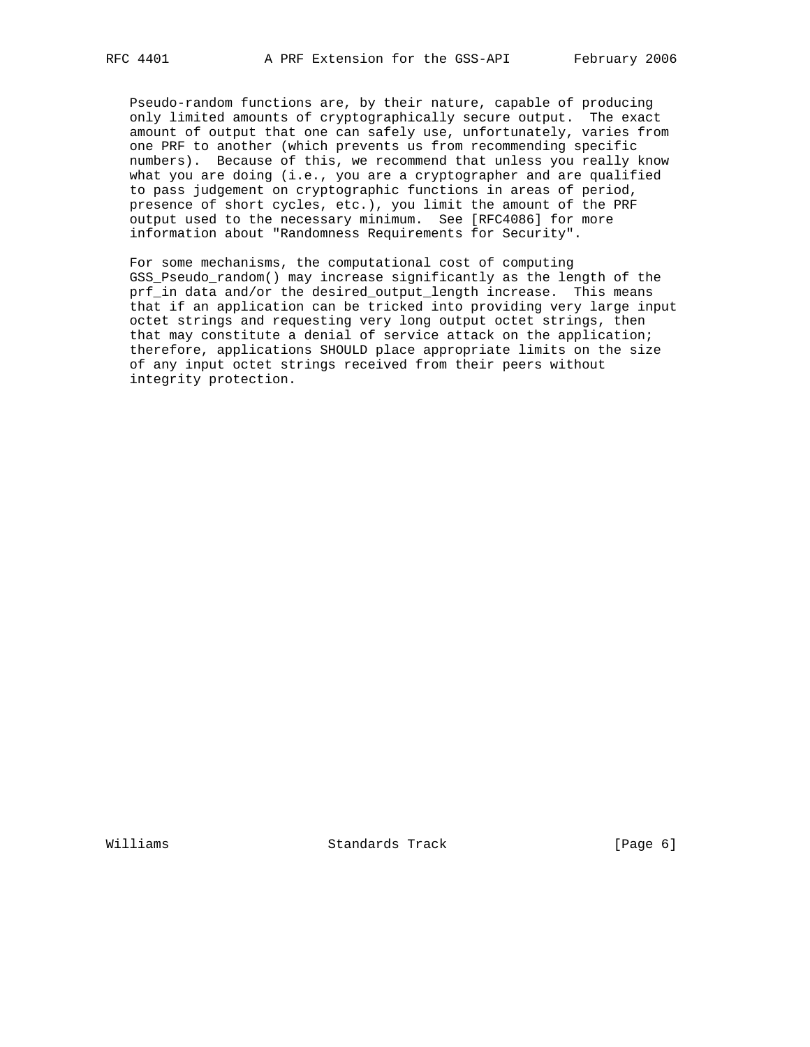Pseudo-random functions are, by their nature, capable of producing only limited amounts of cryptographically secure output. The exact amount of output that one can safely use, unfortunately, varies from one PRF to another (which prevents us from recommending specific numbers). Because of this, we recommend that unless you really know what you are doing (i.e., you are a cryptographer and are qualified to pass judgement on cryptographic functions in areas of period, presence of short cycles, etc.), you limit the amount of the PRF output used to the necessary minimum. See [RFC4086] for more information about "Randomness Requirements for Security".

For some mechanisms, the computational cost of computing GSS_Pseudo_random() may increase significantly as the length of the prf_in data and/or the desired_output_length increase. This means that if an application can be tricked into providing very large input octet strings and requesting very long output octet strings, then that may constitute a denial of service attack on the application; therefore, applications SHOULD place appropriate limits on the size of any input octet strings received from their peers without integrity protection.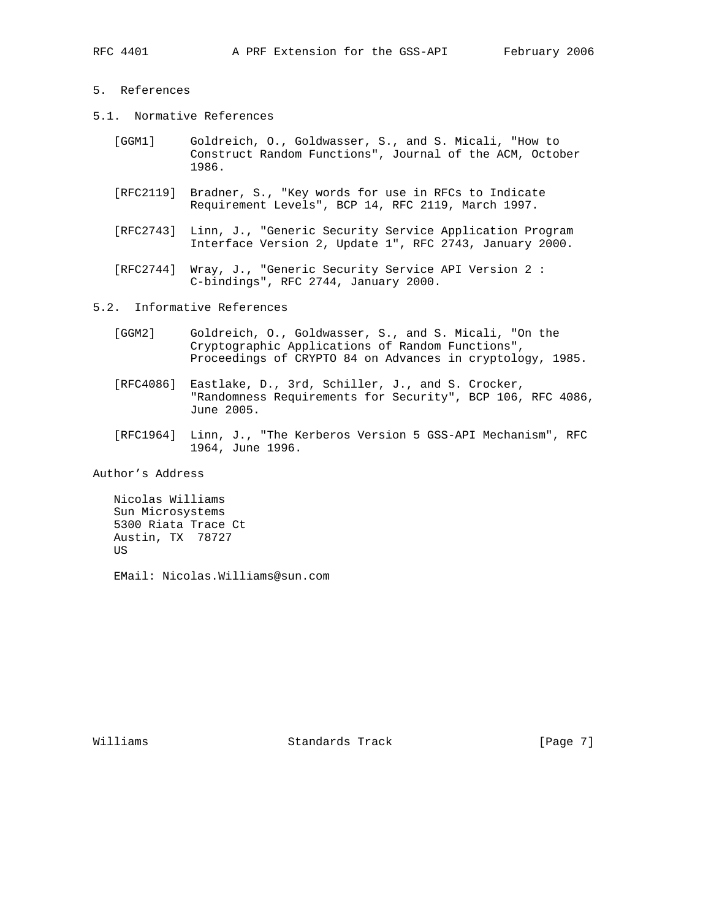## 5. References

### 5.1. Normative References

[GGM1] Goldreich, O., Goldwasser, S., and S. Micali, "How to Construct Random Functions", Journal of the ACM, October 1986.

[RFC2119] Bradner, S., "Key words for use in RFCs to Indicate Requirement Levels", BCP 14, RFC 2119, March 1997.

[RFC2743] Linn, J., "Generic Security Service Application Program Interface Version 2, Update 1", RFC 2743, January 2000.

[RFC2744] Wray, J., "Generic Security Service API Version 2 : C-bindings", RFC 2744, January 2000.

### 5.2. Informative References

[GGM2] Goldreich, O., Goldwasser, S., and S. Micali, "On the Cryptographic Applications of Random Functions", Proceedings of CRYPTO 84 on Advances in cryptology, 1985.

[RFC4086] Eastlake, D., 3rd, Schiller, J., and S. Crocker, "Randomness Requirements for Security", BCP 106, RFC 4086, June 2005.

[RFC1964] Linn, J., "The Kerberos Version 5 GSS-API Mechanism", RFC 1964, June 1996.

## Author's Address

Nicolas Williams
Sun Microsystems
5300 Riata Trace Ct
Austin, TX 78727
US

EMail: Nicolas.Williams@sun.com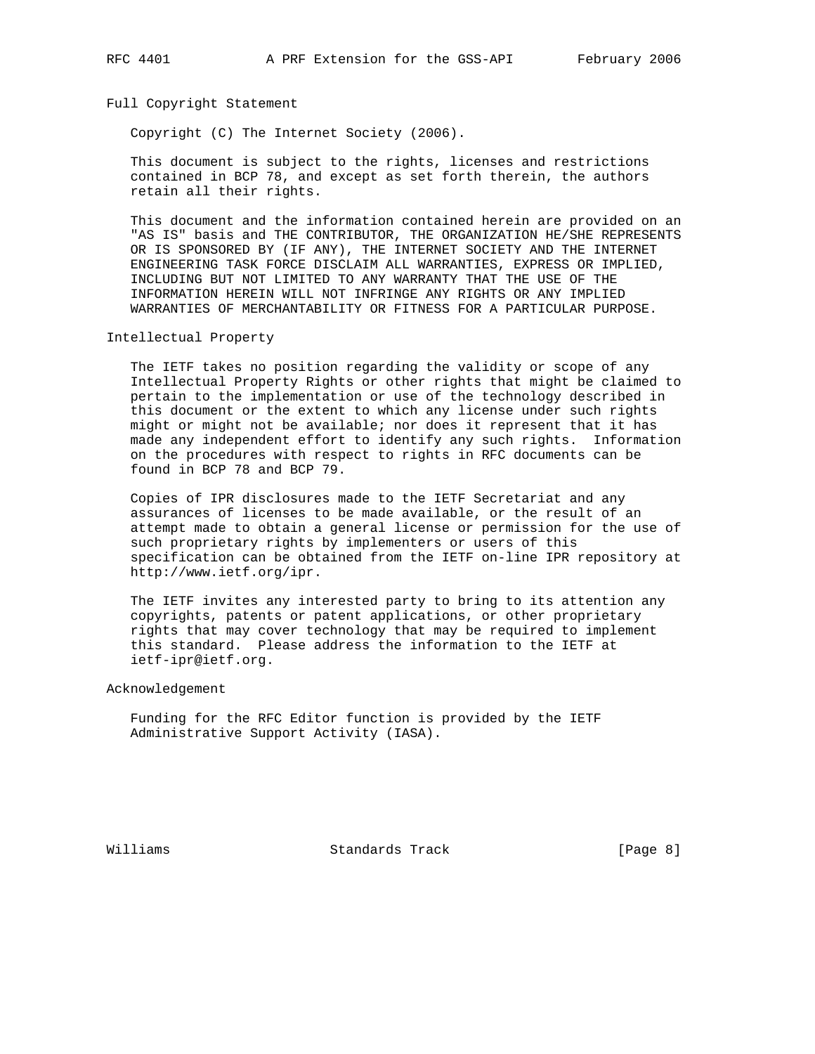## Full Copyright Statement

Copyright (C) The Internet Society (2006).

This document is subject to the rights, licenses and restrictions contained in BCP 78, and except as set forth therein, the authors retain all their rights.

This document and the information contained herein are provided on an "AS IS" basis and THE CONTRIBUTOR, THE ORGANIZATION HE/SHE REPRESENTS OR IS SPONSORED BY (IF ANY), THE INTERNET SOCIETY AND THE INTERNET ENGINEERING TASK FORCE DISCLAIM ALL WARRANTIES, EXPRESS OR IMPLIED, INCLUDING BUT NOT LIMITED TO ANY WARRANTY THAT THE USE OF THE INFORMATION HEREIN WILL NOT INFRINGE ANY RIGHTS OR ANY IMPLIED WARRANTIES OF MERCHANTABILITY OR FITNESS FOR A PARTICULAR PURPOSE.

## Intellectual Property

The IETF takes no position regarding the validity or scope of any Intellectual Property Rights or other rights that might be claimed to pertain to the implementation or use of the technology described in this document or the extent to which any license under such rights might or might not be available; nor does it represent that it has made any independent effort to identify any such rights. Information on the procedures with respect to rights in RFC documents can be found in BCP 78 and BCP 79.

Copies of IPR disclosures made to the IETF Secretariat and any assurances of licenses to be made available, or the result of an attempt made to obtain a general license or permission for the use of such proprietary rights by implementers or users of this specification can be obtained from the IETF on-line IPR repository at http://www.ietf.org/ipr.

The IETF invites any interested party to bring to its attention any copyrights, patents or patent applications, or other proprietary rights that may cover technology that may be required to implement this standard. Please address the information to the IETF at ietf-ipr@ietf.org.

## Acknowledgement

Funding for the RFC Editor function is provided by the IETF Administrative Support Activity (IASA).